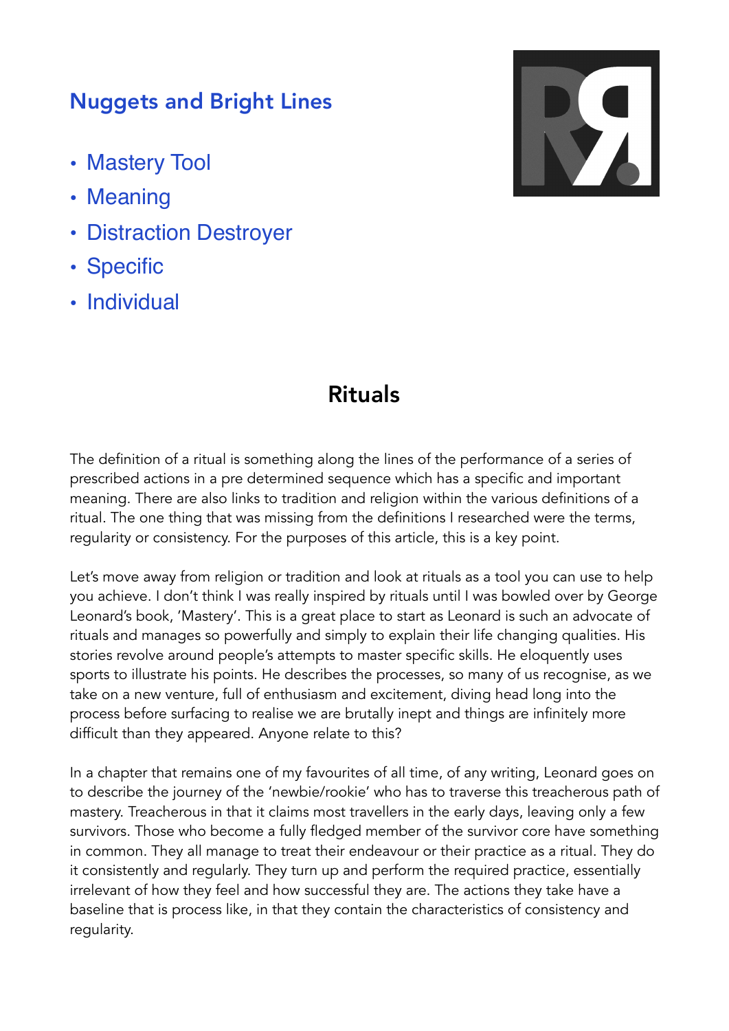## Nuggets and Bright Lines

- Mastery Tool
- Meaning
- Distraction Destroyer
- Specific
- Individual

# Rituals

The definition of a ritual is something along the lines of the performance of a series of prescribed actions in a pre determined sequence which has a specific and important meaning. There are also links to tradition and religion within the various definitions of a ritual. The one thing that was missing from the definitions I researched were the terms, regularity or consistency. For the purposes of this article, this is a key point.

Let's move away from religion or tradition and look at rituals as a tool you can use to help you achieve. I don't think I was really inspired by rituals until I was bowled over by George Leonard's book, 'Mastery'. This is a great place to start as Leonard is such an advocate of rituals and manages so powerfully and simply to explain their life changing qualities. His stories revolve around people's attempts to master specific skills. He eloquently uses sports to illustrate his points. He describes the processes, so many of us recognise, as we take on a new venture, full of enthusiasm and excitement, diving head long into the process before surfacing to realise we are brutally inept and things are infinitely more difficult than they appeared. Anyone relate to this?

In a chapter that remains one of my favourites of all time, of any writing, Leonard goes on to describe the journey of the 'newbie/rookie' who has to traverse this treacherous path of mastery. Treacherous in that it claims most travellers in the early days, leaving only a few survivors. Those who become a fully fledged member of the survivor core have something in common. They all manage to treat their endeavour or their practice as a ritual. They do it consistently and regularly. They turn up and perform the required practice, essentially irrelevant of how they feel and how successful they are. The actions they take have a baseline that is process like, in that they contain the characteristics of consistency and regularly.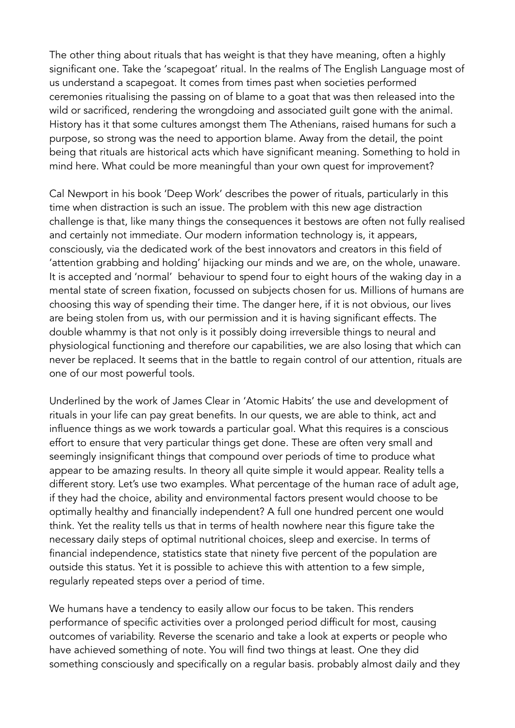The other thing about rituals that has weight is that they have meaning, often a highly significant one. Take the 'scapegoat' ritual. In the realms of The English Language most of us understand a scapegoat. It comes from times past when societies performed ceremonies ritualising the passing on of blame to a goat that was then released into the wild or sacrificed, rendering the wrongdoing and associated guilt gone with the animal. History has it that some cultures amongst them The Athenians, raised humans for such a purpose, so strong was the need to apportion blame. Away from the detail, the point being that rituals are historical acts which have significant meaning. Something to hold in mind here. What could be more meaningful than your own quest for improvement?

Cal Newport in his book 'Deep Work' describes the power of rituals, particularly in this time when distraction is such an issue. The problem with this new age distraction challenge is that, like many things the consequences it bestows are often not fully realised and certainly not immediate. Our modern information technology is, it appears, consciously, via the dedicated work of the best innovators and creators in this field of 'attention grabbing and holding' hijacking our minds and we are, on the whole, unaware. It is accepted and 'normal' behaviour to spend four to eight hours of the waking day in a mental state of screen fixation, focussed on subjects chosen for us. Millions of humans are choosing this way of spending their time. The danger here, if it is not obvious, our lives are being stolen from us, with our permission and it is having significant effects. The double whammy is that not only is it possibly doing irreversible things to neural and physiological functioning and therefore our capabilities, we are also losing that which can never be replaced. It seems that in the battle to regain control of our attention, rituals are one of our most powerful tools.

Underlined by the work of James Clear in 'Atomic Habits' the use and development of rituals in your life can pay great benefits. In our quests, we are able to think, act and influence things as we work towards a particular goal. What this requires is a conscious effort to ensure that very particular things get done. These are often very small and seemingly insignificant things that compound over periods of time to produce what appear to be amazing results. In theory all quite simple it would appear. Reality tells a different story. Let's use two examples. What percentage of the human race of adult age, if they had the choice, ability and environmental factors present would choose to be optimally healthy and financially independent? A full one hundred percent one would think. Yet the reality tells us that in terms of health nowhere near this figure take the necessary daily steps of optimal nutritional choices, sleep and exercise. In terms of financial independence, statistics state that ninety five percent of the population are outside this status. Yet it is possible to achieve this with attention to a few simple, regularly repeated steps over a period of time.

We humans have a tendency to easily allow our focus to be taken. This renders performance of specific activities over a prolonged period difficult for most, causing outcomes of variability. Reverse the scenario and take a look at experts or people who have achieved something of note. You will find two things at least. One they did something consciously and specifically on a regular basis. probably almost daily and they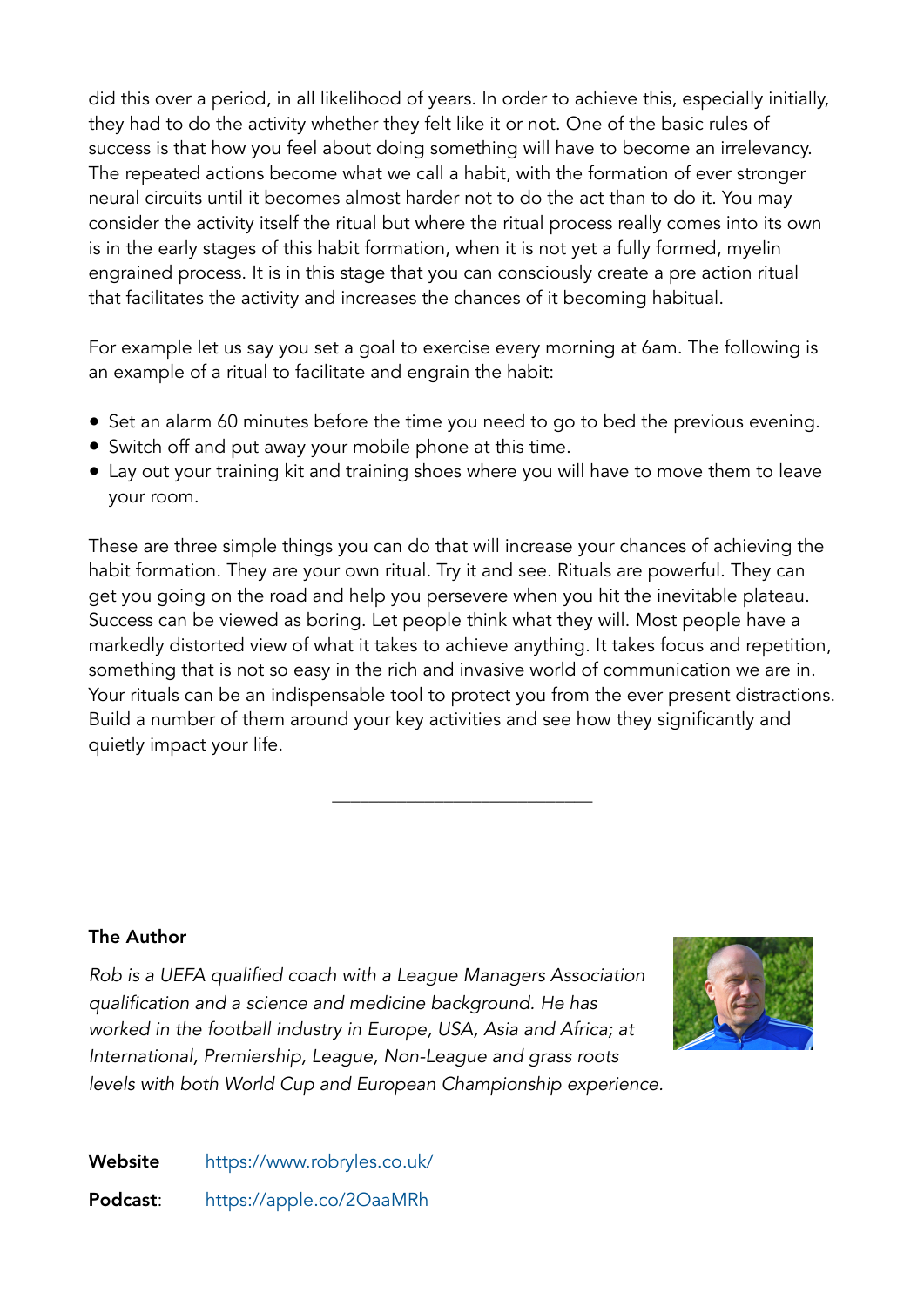did this over a period, in all likelihood of years. In order to achieve this, especially initially, they had to do the activity whether they felt like it or not. One of the basic rules of success is that how you feel about doing something will have to become an irrelevancy. The repeated actions become what we call a habit, with the formation of ever stronger neural circuits until it becomes almost harder not to do the act than to do it. You may consider the activity itself the ritual but where the ritual process really comes into its own is in the early stages of this habit formation, when it is not yet a fully formed, myelin engrained process. It is in this stage that you can consciously create a pre action ritual that facilitates the activity and increases the chances of it becoming habitual.

For example let us say you set a goal to exercise every morning at 6am. The following is an example of a ritual to facilitate and engrain the habit:

- Set an alarm 60 minutes before the time you need to go to bed the previous evening.
- Switch off and put away your mobile phone at this time.
- Lay out your training kit and training shoes where you will have to move them to leave your room.

These are three simple things you can do that will increase your chances of achieving the habit formation. They are your own ritual. Try it and see. Rituals are powerful. They can get you going on the road and help you persevere when you hit the inevitable plateau. Success can be viewed as boring. Let people think what they will. Most people have a markedly distorted view of what it takes to achieve anything. It takes focus and repetition, something that is not so easy in the rich and invasive world of communication we are in. Your rituals can be an indispensable tool to protect you from the ever present distractions. Build a number of them around your key activities and see how they significantly and quietly impact your life.

---

**The Author**

*Rob is a UEFA qualified coach with a League Managers Association qualification and a science and medicine background. He has worked in the football industry in Europe, USA, Asia and Africa; at International, Premiership, League, Non-League and grass roots levels with both World Cup and European Championship experience.*

**Website** https://www.robryles.co.uk/

**Podcast**: https://apple.co/2OaaMRh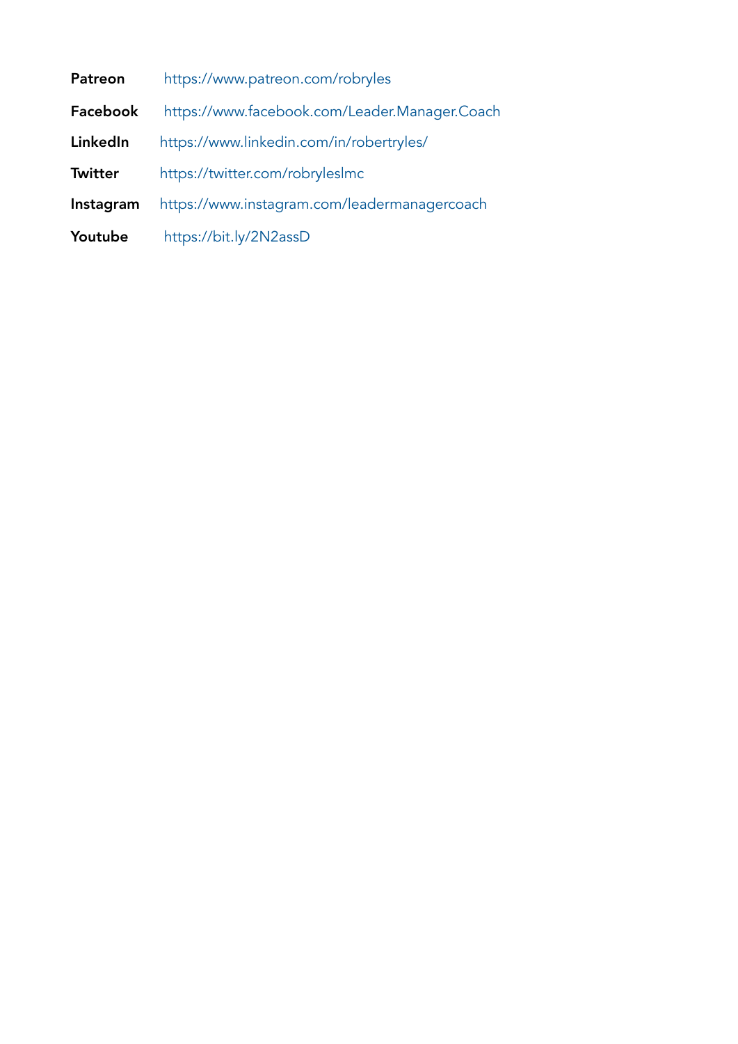**Patreon** https://www.patreon.com/robryles

**Facebook** https://www.facebook.com/Leader.Manager.Coach

**LinkedIn** https://www.linkedin.com/in/robertryles/

**Twitter** https://twitter.com/robryleslmc

**Instagram** https://www.instagram.com/leadermanagercoach

**Youtube** https://bit.ly/2N2assD